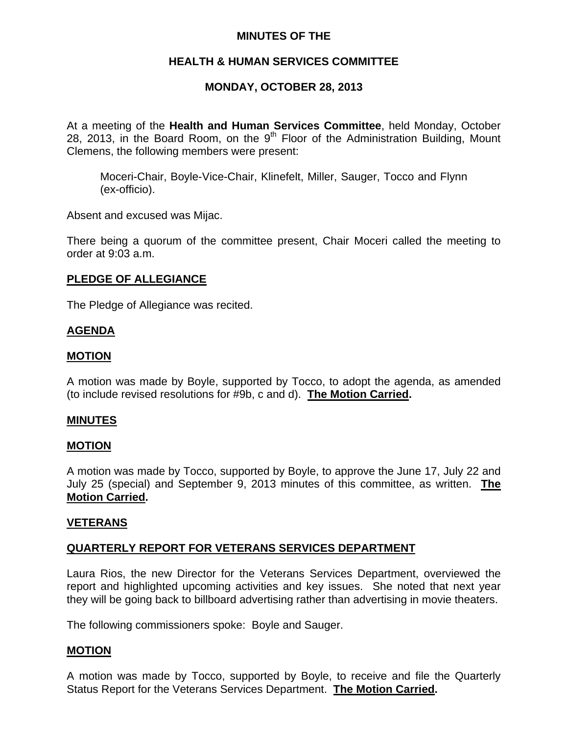# MINUTES OF THE

## HEALTH & HUMAN SERVICES COMMITTEE

### MONDAY, OCTOBER 28, 2013

At a meeting of the **Health and Human Services Committee**, held Monday, October 28, 2013, in the Board Room, on the 9th Floor of the Administration Building, Mount Clemens, the following members were present:

> Moceri-Chair, Boyle-Vice-Chair, Klinefelt, Miller, Sauger, Tocco and Flynn (ex-officio).

Absent and excused was Mijac.

There being a quorum of the committee present, Chair Moceri called the meeting to order at 9:03 a.m.

**PLEDGE OF ALLEGIANCE**

The Pledge of Allegiance was recited.

**AGENDA**

**MOTION**

A motion was made by Boyle, supported by Tocco, to adopt the agenda, as amended (to include revised resolutions for #9b, c and d). **The Motion Carried.**

**MINUTES**

**MOTION**

A motion was made by Tocco, supported by Boyle, to approve the June 17, July 22 and July 25 (special) and September 9, 2013 minutes of this committee, as written. **The Motion Carried.**

**VETERANS**

**QUARTERLY REPORT FOR VETERANS SERVICES DEPARTMENT**

Laura Rios, the new Director for the Veterans Services Department, overviewed the report and highlighted upcoming activities and key issues. She noted that next year they will be going back to billboard advertising rather than advertising in movie theaters.

The following commissioners spoke: Boyle and Sauger.

**MOTION**

A motion was made by Tocco, supported by Boyle, to receive and file the Quarterly Status Report for the Veterans Services Department. **The Motion Carried.**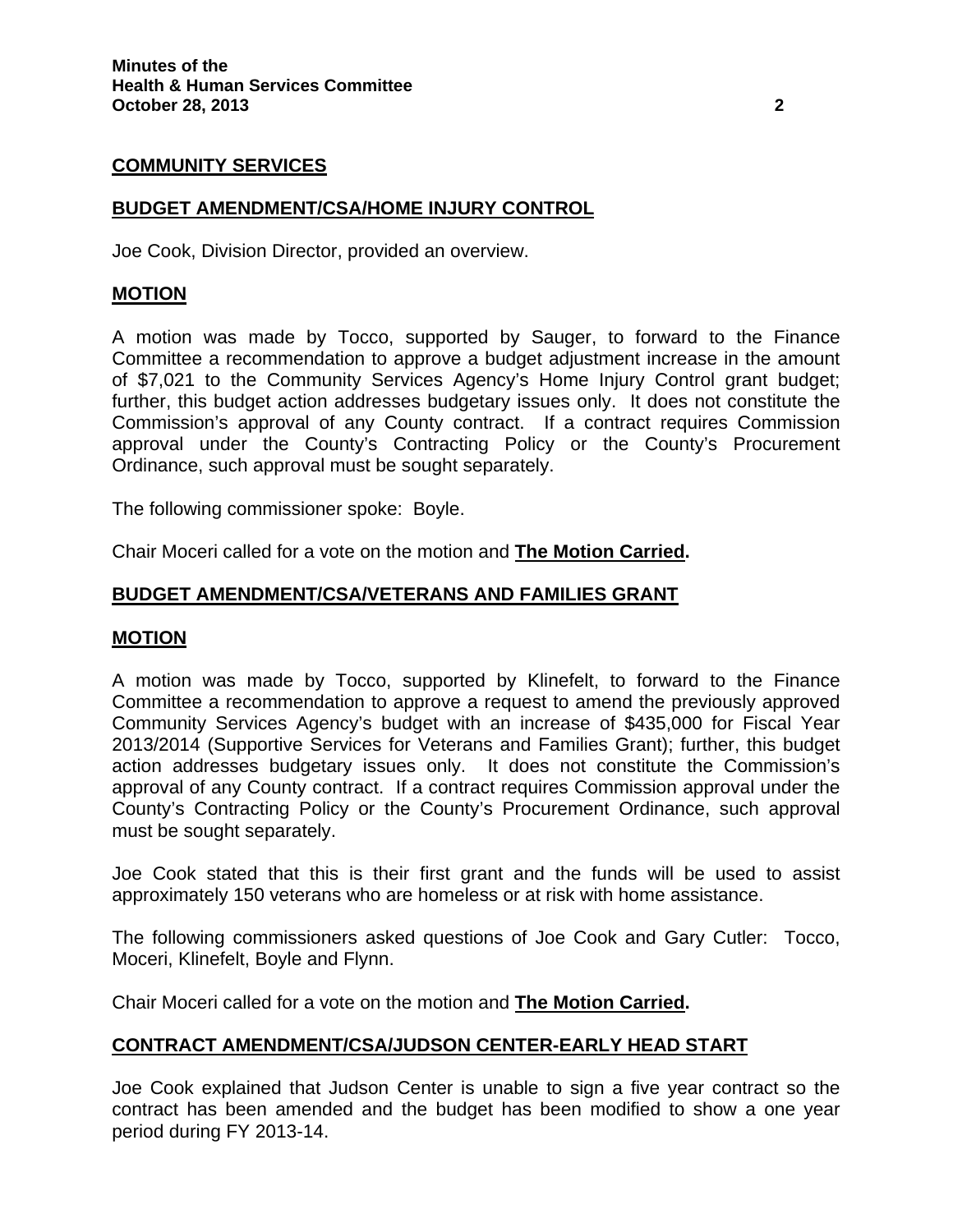## COMMUNITY SERVICES

## BUDGET AMENDMENT/CSA/HOME INJURY CONTROL

Joe Cook, Division Director, provided an overview.

## MOTION

A motion was made by Tocco, supported by Sauger, to forward to the Finance Committee a recommendation to approve a budget adjustment increase in the amount of $7,021 to the Community Services Agency's Home Injury Control grant budget; further, this budget action addresses budgetary issues only. It does not constitute the Commission's approval of any County contract. If a contract requires Commission approval under the County's Contracting Policy or the County's Procurement Ordinance, such approval must be sought separately.

The following commissioner spoke: Boyle.

Chair Moceri called for a vote on the motion and **The Motion Carried.**

## BUDGET AMENDMENT/CSA/VETERANS AND FAMILIES GRANT

## MOTION

A motion was made by Tocco, supported by Klinefelt, to forward to the Finance Committee a recommendation to approve a request to amend the previously approved Community Services Agency's budget with an increase of $435,000 for Fiscal Year 2013/2014 (Supportive Services for Veterans and Families Grant); further, this budget action addresses budgetary issues only. It does not constitute the Commission's approval of any County contract. If a contract requires Commission approval under the County's Contracting Policy or the County's Procurement Ordinance, such approval must be sought separately.

Joe Cook stated that this is their first grant and the funds will be used to assist approximately 150 veterans who are homeless or at risk with home assistance.

The following commissioners asked questions of Joe Cook and Gary Cutler: Tocco, Moceri, Klinefelt, Boyle and Flynn.

Chair Moceri called for a vote on the motion and **The Motion Carried.**

## CONTRACT AMENDMENT/CSA/JUDSON CENTER-EARLY HEAD START

Joe Cook explained that Judson Center is unable to sign a five year contract so the contract has been amended and the budget has been modified to show a one year period during FY 2013-14.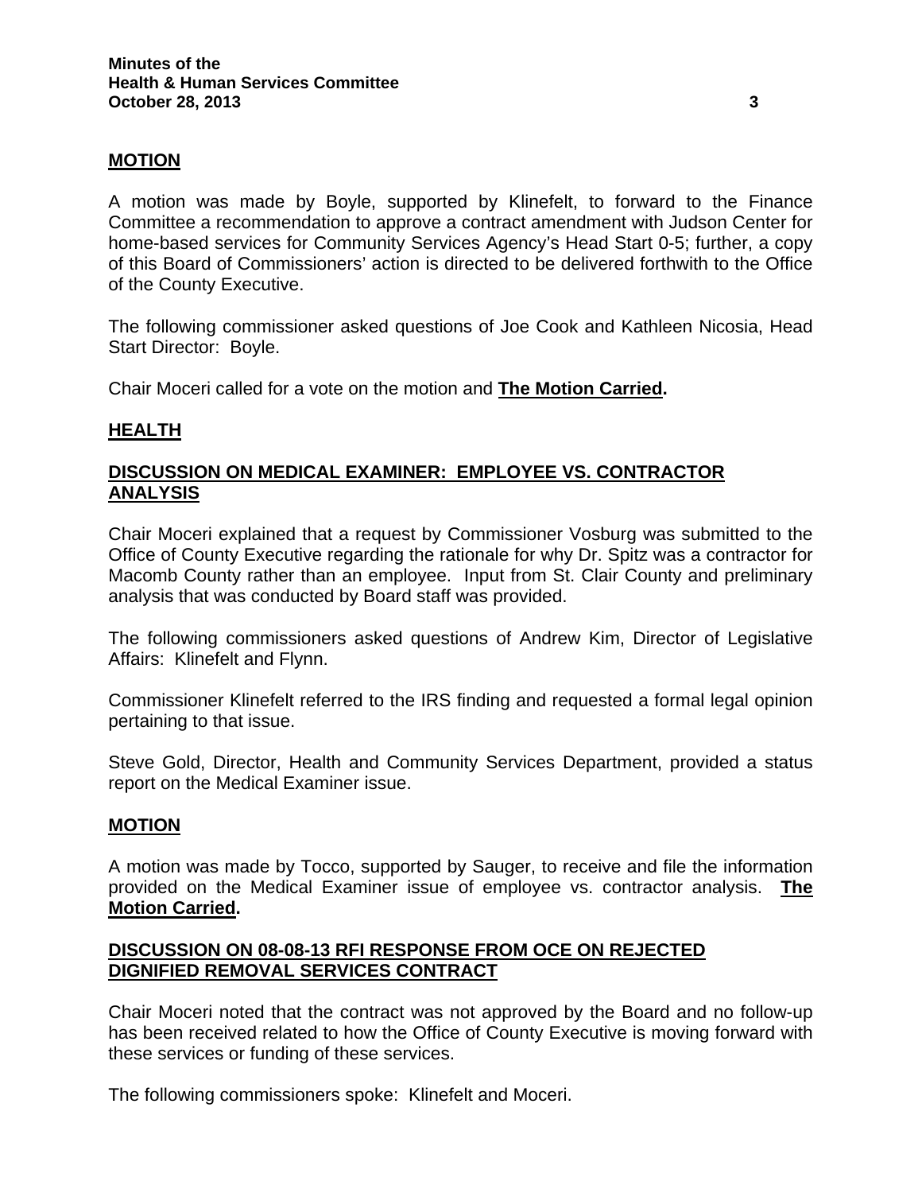**MOTION**

A motion was made by Boyle, supported by Klinefelt, to forward to the Finance Committee a recommendation to approve a contract amendment with Judson Center for home-based services for Community Services Agency's Head Start 0-5; further, a copy of this Board of Commissioners' action is directed to be delivered forthwith to the Office of the County Executive.

The following commissioner asked questions of Joe Cook and Kathleen Nicosia, Head Start Director: Boyle.

Chair Moceri called for a vote on the motion and **The Motion Carried.**

**HEALTH**

**DISCUSSION ON MEDICAL EXAMINER: EMPLOYEE VS. CONTRACTOR ANALYSIS**

Chair Moceri explained that a request by Commissioner Vosburg was submitted to the Office of County Executive regarding the rationale for why Dr. Spitz was a contractor for Macomb County rather than an employee. Input from St. Clair County and preliminary analysis that was conducted by Board staff was provided.

The following commissioners asked questions of Andrew Kim, Director of Legislative Affairs: Klinefelt and Flynn.

Commissioner Klinefelt referred to the IRS finding and requested a formal legal opinion pertaining to that issue.

Steve Gold, Director, Health and Community Services Department, provided a status report on the Medical Examiner issue.

**MOTION**

A motion was made by Tocco, supported by Sauger, to receive and file the information provided on the Medical Examiner issue of employee vs. contractor analysis. **The Motion Carried.**

**DISCUSSION ON 08-08-13 RFI RESPONSE FROM OCE ON REJECTED DIGNIFIED REMOVAL SERVICES CONTRACT**

Chair Moceri noted that the contract was not approved by the Board and no follow-up has been received related to how the Office of County Executive is moving forward with these services or funding of these services.

The following commissioners spoke: Klinefelt and Moceri.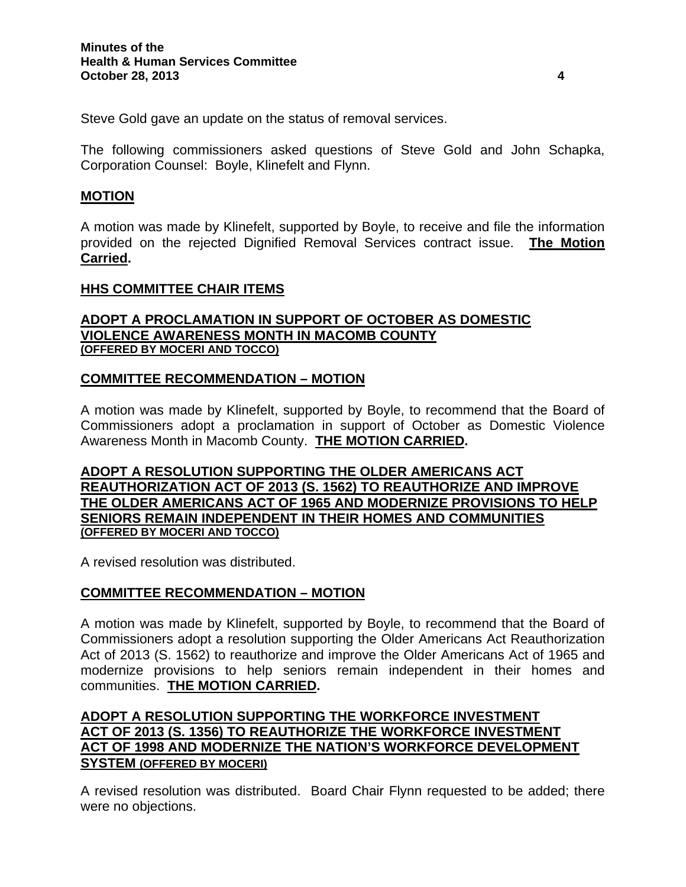Steve Gold gave an update on the status of removal services.

The following commissioners asked questions of Steve Gold and John Schapka, Corporation Counsel: Boyle, Klinefelt and Flynn.

## MOTION

A motion was made by Klinefelt, supported by Boyle, to receive and file the information provided on the rejected Dignified Removal Services contract issue. **The Motion Carried.**

## HHS COMMITTEE CHAIR ITEMS

### ADOPT A PROCLAMATION IN SUPPORT OF OCTOBER AS DOMESTIC VIOLENCE AWARENESS MONTH IN MACOMB COUNTY (OFFERED BY MOCERI AND TOCCO)

### COMMITTEE RECOMMENDATION – MOTION

A motion was made by Klinefelt, supported by Boyle, to recommend that the Board of Commissioners adopt a proclamation in support of October as Domestic Violence Awareness Month in Macomb County. **THE MOTION CARRIED.**

### ADOPT A RESOLUTION SUPPORTING THE OLDER AMERICANS ACT REAUTHORIZATION ACT OF 2013 (S. 1562) TO REAUTHORIZE AND IMPROVE THE OLDER AMERICANS ACT OF 1965 AND MODERNIZE PROVISIONS TO HELP SENIORS REMAIN INDEPENDENT IN THEIR HOMES AND COMMUNITIES (OFFERED BY MOCERI AND TOCCO)

A revised resolution was distributed.

### COMMITTEE RECOMMENDATION – MOTION

A motion was made by Klinefelt, supported by Boyle, to recommend that the Board of Commissioners adopt a resolution supporting the Older Americans Act Reauthorization Act of 2013 (S. 1562) to reauthorize and improve the Older Americans Act of 1965 and modernize provisions to help seniors remain independent in their homes and communities. **THE MOTION CARRIED.**

### ADOPT A RESOLUTION SUPPORTING THE WORKFORCE INVESTMENT ACT OF 2013 (S. 1356) TO REAUTHORIZE THE WORKFORCE INVESTMENT ACT OF 1998 AND MODERNIZE THE NATION'S WORKFORCE DEVELOPMENT SYSTEM (OFFERED BY MOCERI)

A revised resolution was distributed. Board Chair Flynn requested to be added; there were no objections.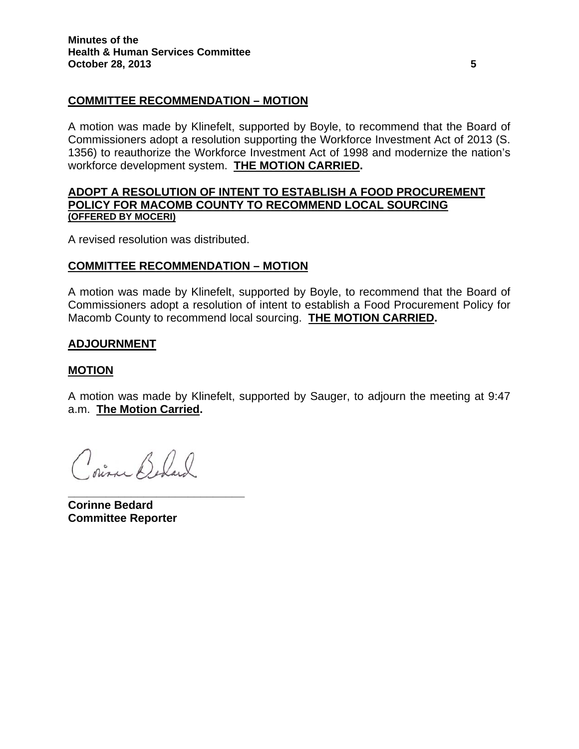**COMMITTEE RECOMMENDATION – MOTION**

A motion was made by Klinefelt, supported by Boyle, to recommend that the Board of Commissioners adopt a resolution supporting the Workforce Investment Act of 2013 (S. 1356) to reauthorize the Workforce Investment Act of 1998 and modernize the nation's workforce development system. **THE MOTION CARRIED.**

**ADOPT A RESOLUTION OF INTENT TO ESTABLISH A FOOD PROCUREMENT POLICY FOR MACOMB COUNTY TO RECOMMEND LOCAL SOURCING (OFFERED BY MOCERI)**

A revised resolution was distributed.

**COMMITTEE RECOMMENDATION – MOTION**

A motion was made by Klinefelt, supported by Boyle, to recommend that the Board of Commissioners adopt a resolution of intent to establish a Food Procurement Policy for Macomb County to recommend local sourcing. **THE MOTION CARRIED.**

**ADJOURNMENT**

**MOTION**

A motion was made by Klinefelt, supported by Sauger, to adjourn the meeting at 9:47 a.m. **The Motion Carried.**

\_\_\_\_\_\_\_\_\_\_\_\_\_\_\_\_\_\_\_\_\_\_\_\_\_\_\_\_\_\_

**Corinne Bedard**
**Committee Reporter**